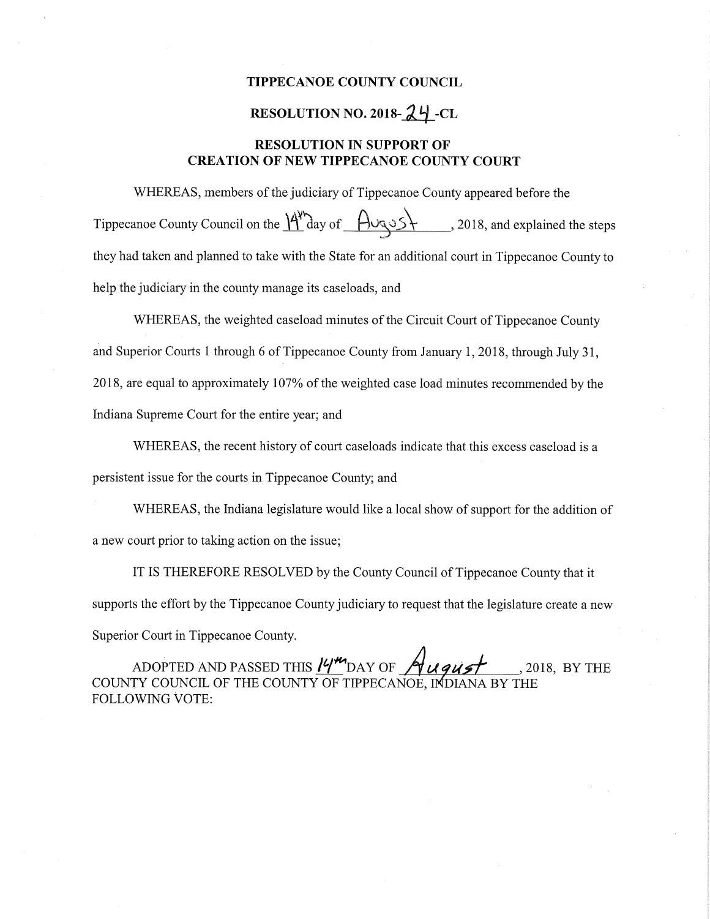# TIPPECANOE COUNTY COUNCIL

## RESOLUTION NO. 2018-24-CL

## RESOLUTION IN SUPPORT OF CREATION OF NEW TIPPECANOE COUNTY COURT

WHEREAS, members of the judiciary of Tippecanoe County appeared before the Tippecanoe County Council on the 14th day of August, 2018, and explained the steps they had taken and planned to take with the State for an additional court in Tippecanoe County to help the judiciary in the county manage its caseloads, and

WHEREAS, the weighted caseload minutes of the Circuit Court of Tippecanoe County and Superior Courts 1 through 6 of Tippecanoe County from January 1, 2018, through July 31, 2018, are equal to approximately 107% of the weighted case load minutes recommended by the Indiana Supreme Court for the entire year; and

WHEREAS, the recent history of court caseloads indicate that this excess caseload is a persistent issue for the courts in Tippecanoe County; and

WHEREAS, the Indiana legislature would like a local show of support for the addition of a new court prior to taking action on the issue;

IT IS THEREFORE RESOLVED by the County Council of Tippecanoe County that it supports the effort by the Tippecanoe County judiciary to request that the legislature create a new Superior Court in Tippecanoe County.

ADOPTED AND PASSED THIS 14th DAY OF August, 2018, BY THE COUNTY COUNCIL OF THE COUNTY OF TIPPECANOE, INDIANA BY THE FOLLOWING VOTE: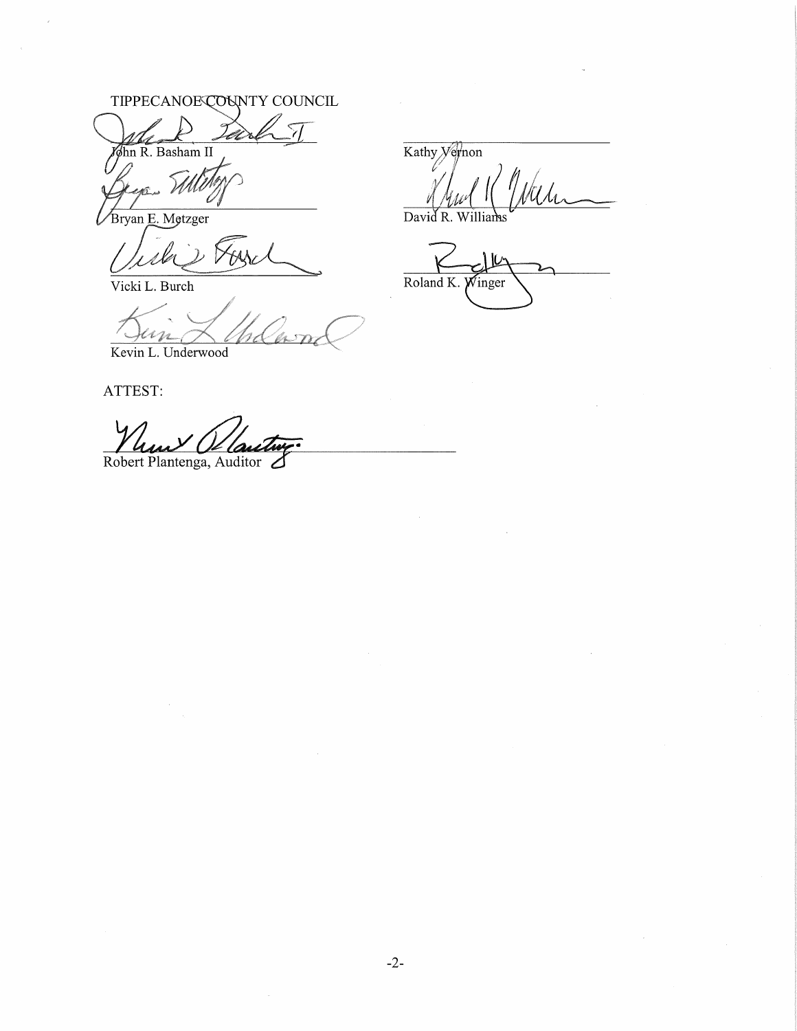TIPPECANOE COUNTY COUNCIL

John R. Basham II

Bryan E. Metzger

Vicki L. Burch

Kevin L. Underwood

Kathy Vernon

David R. Williams

Roland K. Winger

ATTEST:

Robert Plantenga, Auditor